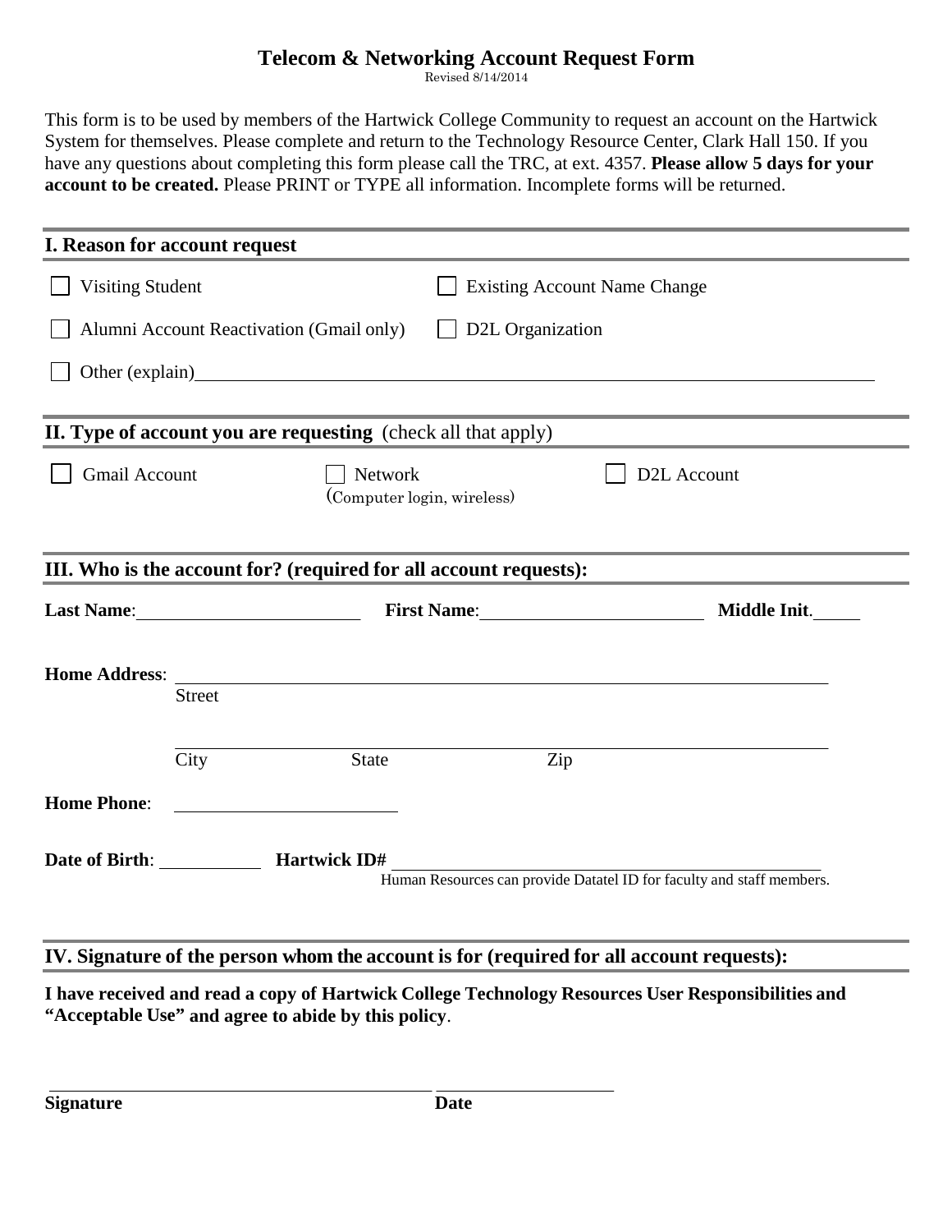# Telecom & Networking Account Request Form

Revised 8/14/2014

This form is to be used by members of the Hartwick College Community to request an account on the Hartwick System for themselves. Please complete and return to the Technology Resource Center, Clark Hall 150. If you have any questions about completing this form please call the TRC, at ext. 4357. **Please allow 5 days for your account to be created.** Please PRINT or TYPE all information. Incomplete forms will be returned.

## I. Reason for account request

- ☐ Visiting Student
- ☐ Existing Account Name Change
- ☐ Alumni Account Reactivation (Gmail only)
- ☐ D2L Organization
- ☐ Other (explain) ______________________________

## II. Type of account you are requesting (check all that apply)

- ☐ Gmail Account
- ☐ Network (Computer login, wireless)
- ☐ D2L Account

## III. Who is the account for? (required for all account requests):

**Last Name**: ____________ **First Name**: ____________ **Middle Init**. ____

**Home Address**: ______________________________
Street

______________________________
City State Zip

**Home Phone**: ____________

**Date of Birth**: ________ **Hartwick ID#** ______________________________
Human Resources can provide Datatel ID for faculty and staff members.

## IV. Signature of the person whom the account is for (required for all account requests):

**I have received and read a copy of Hartwick College Technology Resources User Responsibilities and "Acceptable Use" and agree to abide by this policy**.

______________________________ ____________

**Signature** **Date**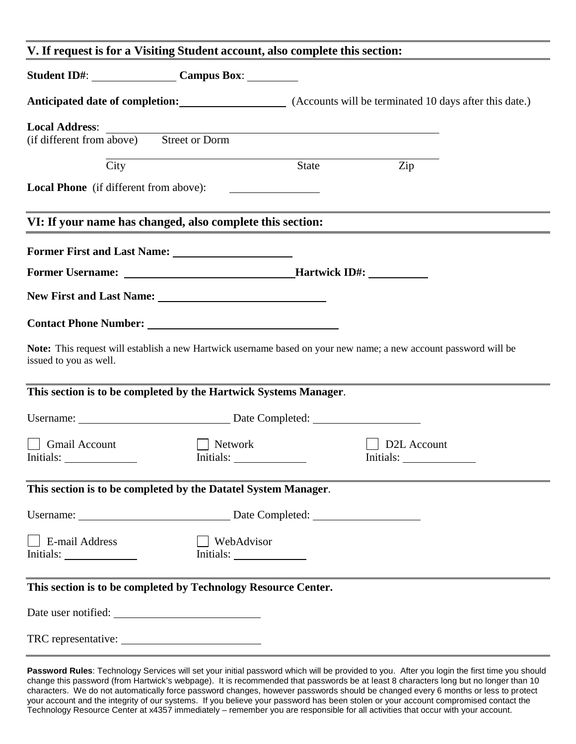## V. If request is for a Visiting Student account, also complete this section:

**Student ID#**: ______________ **Campus Box**: _________

**Anticipated date of completion:** __________________ (Accounts will be terminated 10 days after this date.)

**Local Address**: ____________________________________________________________
(if different from above) Street or Dorm

____________________________________________________________
City State Zip

**Local Phone** (if different from above): _______________

## VI: If your name has changed, also complete this section:

**Former First and Last Name:** ____________________

**Former Username:** ____________________________ **Hartwick ID#:** __________

**New First and Last Name:** ____________________________

**Contact Phone Number:** ________________________________

**Note:** This request will establish a new Hartwick username based on your new name; a new account password will be issued to you as well.

**This section is to be completed by the Hartwick Systems Manager**.

Username: __________________________ Date Completed: ___________________

☐ Gmail Account
Initials: ____________

☐ Network
Initials: ____________

☐ D2L Account
Initials: ____________

**This section is to be completed by the Datatel System Manager**.

Username: __________________________ Date Completed: ___________________

☐ E-mail Address
Initials: ____________

☐ WebAdvisor
Initials: ____________

**This section is to be completed by Technology Resource Center.**

Date user notified: _________________________

TRC representative: ________________________

**Password Rules**: Technology Services will set your initial password which will be provided to you. After you login the first time you should change this password (from Hartwick's webpage). It is recommended that passwords be at least 8 characters long but no longer than 10 characters. We do not automatically force password changes, however passwords should be changed every 6 months or less to protect your account and the integrity of our systems. If you believe your password has been stolen or your account compromised contact the Technology Resource Center at x4357 immediately – remember you are responsible for all activities that occur with your account.